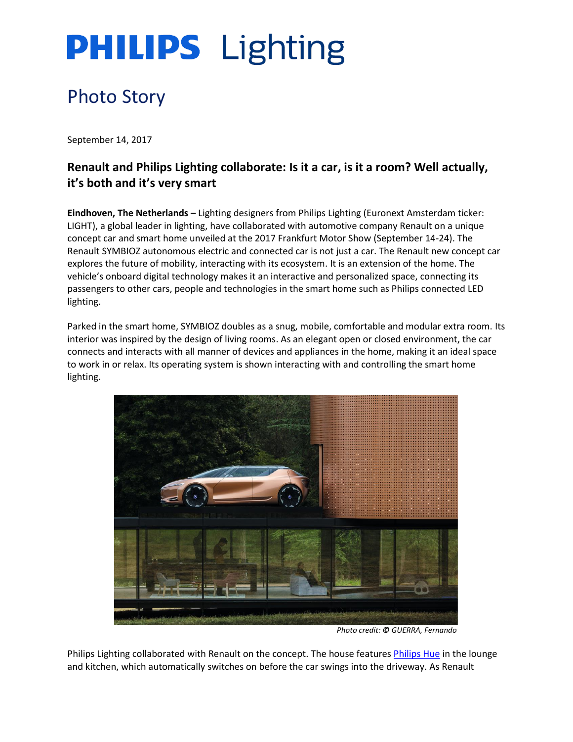# PHILIPS Lighting

## Photo Story

September 14, 2017

### Renault and Philips Lighting collaborate: Is it a car, is it a room? Well actually, it's both and it's very smart

**Eindhoven, The Netherlands –** Lighting designers from Philips Lighting (Euronext Amsterdam ticker: LIGHT), a global leader in lighting, have collaborated with automotive company Renault on a unique concept car and smart home unveiled at the 2017 Frankfurt Motor Show (September 14-24). The Renault SYMBIOZ autonomous electric and connected car is not just a car. The Renault new concept car explores the future of mobility, interacting with its ecosystem. It is an extension of the home. The vehicle's onboard digital technology makes it an interactive and personalized space, connecting its passengers to other cars, people and technologies in the smart home such as Philips connected LED lighting.

Parked in the smart home, SYMBIOZ doubles as a snug, mobile, comfortable and modular extra room. Its interior was inspired by the design of living rooms. As an elegant open or closed environment, the car connects and interacts with all manner of devices and appliances in the home, making it an ideal space to work in or relax. Its operating system is shown interacting with and controlling the smart home lighting.

*Photo credit: © GUERRA, Fernando*

Philips Lighting collaborated with Renault on the concept. The house features Philips Hue in the lounge and kitchen, which automatically switches on before the car swings into the driveway. As Renault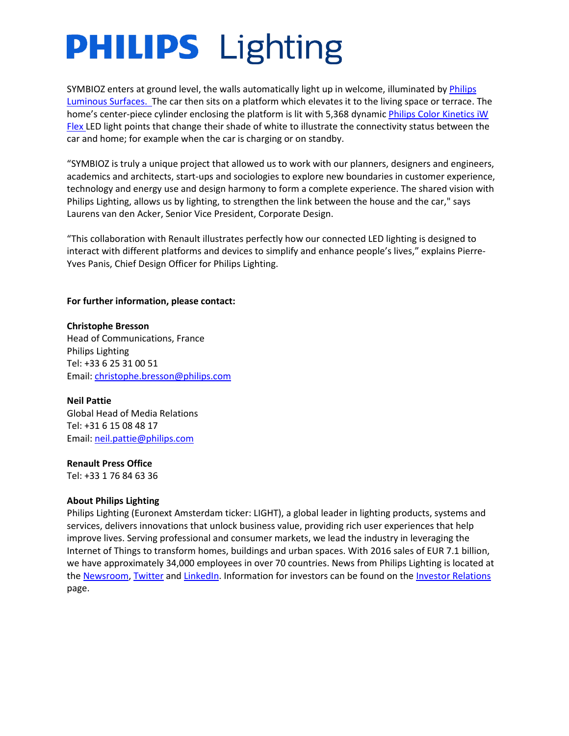SYMBIOZ enters at ground level, the walls automatically light up in welcome, illuminated by Philips Luminous Surfaces. The car then sits on a platform which elevates it to the living space or terrace. The home's center-piece cylinder enclosing the platform is lit with 5,368 dynamic Philips Color Kinetics iW Flex LED light points that change their shade of white to illustrate the connectivity status between the car and home; for example when the car is charging or on standby.

"SYMBIOZ is truly a unique project that allowed us to work with our planners, designers and engineers, academics and architects, start-ups and sociologies to explore new boundaries in customer experience, technology and energy use and design harmony to form a complete experience. The shared vision with Philips Lighting, allows us by lighting, to strengthen the link between the house and the car," says Laurens van den Acker, Senior Vice President, Corporate Design.

"This collaboration with Renault illustrates perfectly how our connected LED lighting is designed to interact with different platforms and devices to simplify and enhance people's lives," explains Pierre-Yves Panis, Chief Design Officer for Philips Lighting.

**For further information, please contact:**

**Christophe Bresson**
Head of Communications, France
Philips Lighting
Tel: +33 6 25 31 00 51
Email: christophe.bresson@philips.com

**Neil Pattie**
Global Head of Media Relations
Tel: +31 6 15 08 48 17
Email: neil.pattie@philips.com

**Renault Press Office**
Tel: +33 1 76 84 63 36

**About Philips Lighting**
Philips Lighting (Euronext Amsterdam ticker: LIGHT), a global leader in lighting products, systems and services, delivers innovations that unlock business value, providing rich user experiences that help improve lives. Serving professional and consumer markets, we lead the industry in leveraging the Internet of Things to transform homes, buildings and urban spaces. With 2016 sales of EUR 7.1 billion, we have approximately 34,000 employees in over 70 countries. News from Philips Lighting is located at the Newsroom, Twitter and LinkedIn. Information for investors can be found on the Investor Relations page.